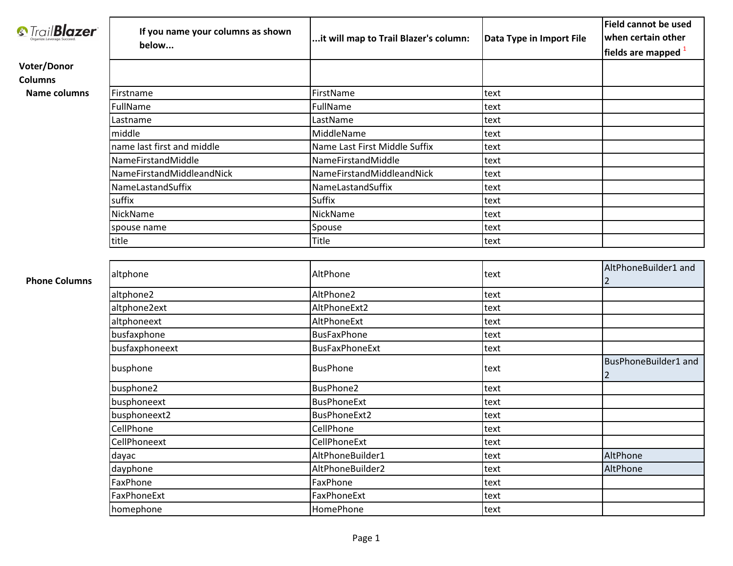TrailBlazer
Organize. Leverage. Succeed.

## Voter/Donor Columns

### Name columns

| If you name your columns as shown below... | ...it will map to Trail Blazer's column: | Data Type in Import File | Field cannot be used when certain other fields are mapped [1] |
|---|---|---|---|
| | | | |
| Firstname | FirstName | text | |
| FullName | FullName | text | |
| Lastname | LastName | text | |
| middle | MiddleName | text | |
| name last first and middle | Name Last First Middle Suffix | text | |
| NameFirstandMiddle | NameFirstandMiddle | text | |
| NameFirstandMiddleandNick | NameFirstandMiddleandNick | text | |
| NameLastandSuffix | NameLastandSuffix | text | |
| suffix | Suffix | text | |
| NickName | NickName | text | |
| spouse name | Spouse | text | |
| title | Title | text | |

### Phone Columns

| If you name your columns as shown below... | ...it will map to Trail Blazer's column: | Data Type in Import File | Field cannot be used when certain other fields are mapped [1] |
|---|---|---|---|
| altphone | AltPhone | text | AltPhoneBuilder1 and 2 |
| altphone2 | AltPhone2 | text | |
| altphone2ext | AltPhoneExt2 | text | |
| altphoneext | AltPhoneExt | text | |
| busfaxphone | BusFaxPhone | text | |
| busfaxphoneext | BusFaxPhoneExt | text | |
| busphone | BusPhone | text | BusPhoneBuilder1 and 2 |
| busphone2 | BusPhone2 | text | |
| busphoneext | BusPhoneExt | text | |
| busphoneext2 | BusPhoneExt2 | text | |
| CellPhone | CellPhone | text | |
| CellPhoneext | CellPhoneExt | text | |
| dayac | AltPhoneBuilder1 | text | AltPhone |
| dayphone | AltPhoneBuilder2 | text | AltPhone |
| FaxPhone | FaxPhone | text | |
| FaxPhoneExt | FaxPhoneExt | text | |
| homephone | HomePhone | text | |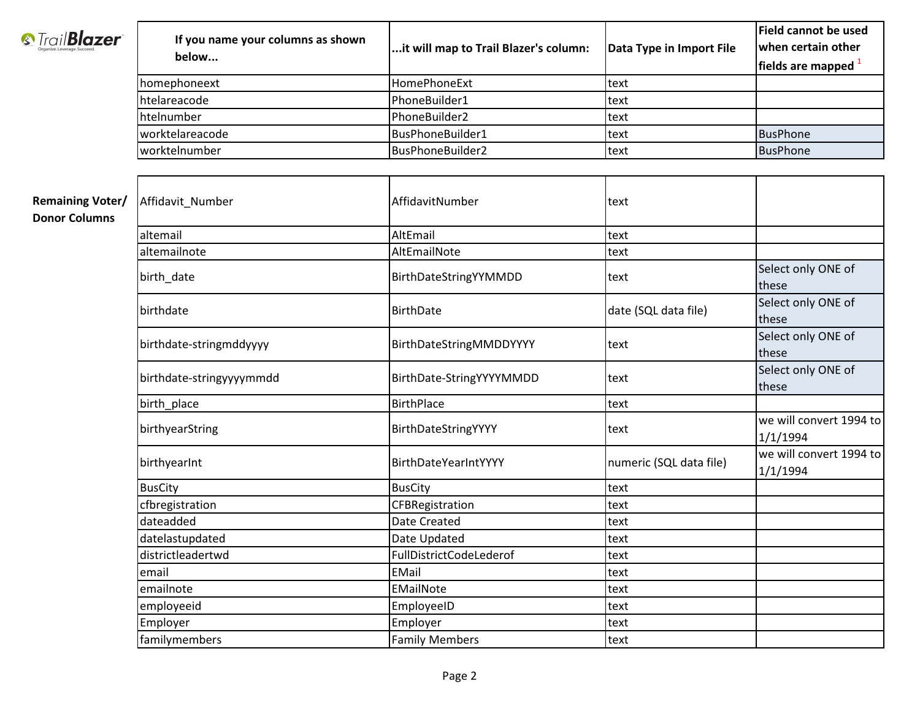| If you name your columns as shown below... | ...it will map to Trail Blazer's column: | Data Type in Import File | Field cannot be used when certain other fields are mapped [1] |
|---|---|---|---|
| homephoneext | HomePhoneExt | text | |
| htelareacode | PhoneBuilder1 | text | |
| htelnumber | PhoneBuilder2 | text | |
| worktelareacode | BusPhoneBuilder1 | text | BusPhone |
| worktelnumber | BusPhoneBuilder2 | text | BusPhone |

**Remaining Voter/ Donor Columns**

| If you name your columns as shown below... | ...it will map to Trail Blazer's column: | Data Type in Import File | Field cannot be used when certain other fields are mapped [1] |
|---|---|---|---|
| Affidavit_Number | AffidavitNumber | text | |
| altemail | AltEmail | text | |
| altemailnote | AltEmailNote | text | |
| birth_date | BirthDateStringYYMMDD | text | Select only ONE of these |
| birthdate | BirthDate | date (SQL data file) | Select only ONE of these |
| birthdate-stringmddyyyy | BirthDateStringMMDDYYYY | text | Select only ONE of these |
| birthdate-stringyyyymmdd | BirthDate-StringYYYYMMDD | text | Select only ONE of these |
| birth_place | BirthPlace | text | |
| birthyearString | BirthDateStringYYYY | text | we will convert 1994 to 1/1/1994 |
| birthyearInt | BirthDateYearIntYYYY | numeric (SQL data file) | we will convert 1994 to 1/1/1994 |
| BusCity | BusCity | text | |
| cfbregistration | CFBRegistration | text | |
| dateadded | Date Created | text | |
| datelastupdated | Date Updated | text | |
| districtleadertwd | FullDistrictCodeLederof | text | |
| email | EMail | text | |
| emailnote | EMailNote | text | |
| employeeid | EmployeeID | text | |
| Employer | Employer | text | |
| familymembers | Family Members | text | |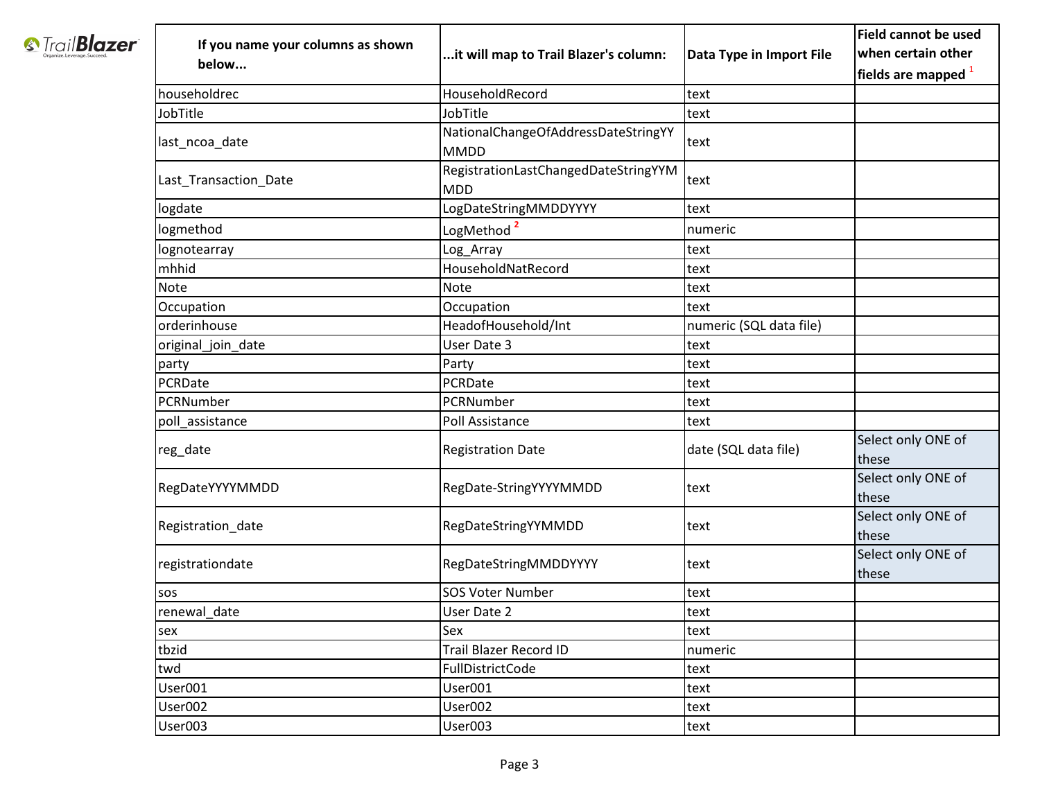| If you name your columns as shown below... | ...it will map to Trail Blazer's column: | Data Type in Import File | Field cannot be used when certain other fields are mapped [1] |
|---|---|---|---|
| householdrec | HouseholdRecord | text | |
| JobTitle | JobTitle | text | |
| last_ncoa_date | NationalChangeOfAddressDateStringYYMMDD | text | |
| Last_Transaction_Date | RegistrationLastChangedDateStringYYMMDD | text | |
| logdate | LogDateStringMMDDYYYY | text | |
| logmethod | LogMethod [2] | numeric | |
| lognotearray | Log_Array | text | |
| mhhid | HouseholdNatRecord | text | |
| Note | Note | text | |
| Occupation | Occupation | text | |
| orderinhouse | HeadofHousehold/Int | numeric (SQL data file) | |
| original_join_date | User Date 3 | text | |
| party | Party | text | |
| PCRDate | PCRDate | text | |
| PCRNumber | PCRNumber | text | |
| poll_assistance | Poll Assistance | text | |
| reg_date | Registration Date | date (SQL data file) | Select only ONE of these |
| RegDateYYYYMMDD | RegDate-StringYYYYMMDD | text | Select only ONE of these |
| Registration_date | RegDateStringYYMMDD | text | Select only ONE of these |
| registrationdate | RegDateStringMMDDYYYY | text | Select only ONE of these |
| sos | SOS Voter Number | text | |
| renewal_date | User Date 2 | text | |
| sex | Sex | text | |
| tbzid | Trail Blazer Record ID | numeric | |
| twd | FullDistrictCode | text | |
| User001 | User001 | text | |
| User002 | User002 | text | |
| User003 | User003 | text | |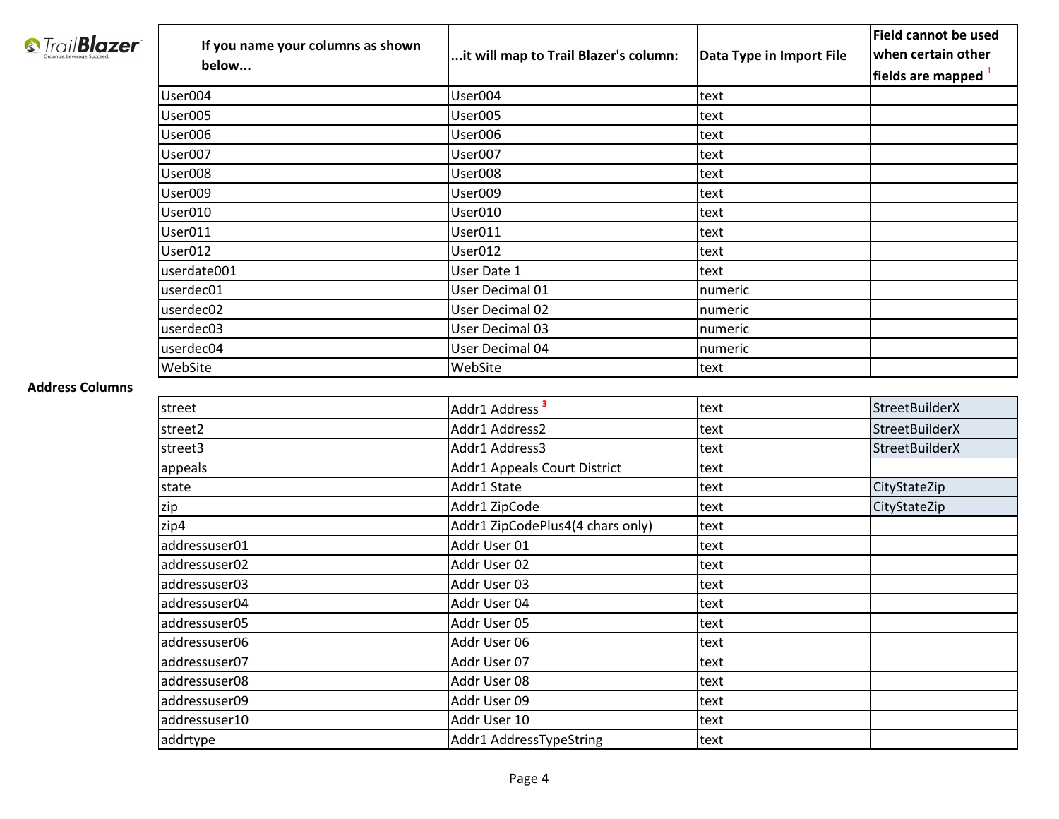| If you name your columns as shown below... | ...it will map to Trail Blazer's column: | Data Type in Import File | Field cannot be used when certain other fields are mapped [1] |
|---|---|---|---|
| User004 | User004 | text | |
| User005 | User005 | text | |
| User006 | User006 | text | |
| User007 | User007 | text | |
| User008 | User008 | text | |
| User009 | User009 | text | |
| User010 | User010 | text | |
| User011 | User011 | text | |
| User012 | User012 | text | |
| userdate001 | User Date 1 | text | |
| userdec01 | User Decimal 01 | numeric | |
| userdec02 | User Decimal 02 | numeric | |
| userdec03 | User Decimal 03 | numeric | |
| userdec04 | User Decimal 04 | numeric | |
| WebSite | WebSite | text | |

**Address Columns**

| If you name your columns as shown below... | ...it will map to Trail Blazer's column: | Data Type in Import File | Field cannot be used when certain other fields are mapped [1] |
|---|---|---|---|
| street | Addr1 Address [3] | text | StreetBuilderX |
| street2 | Addr1 Address2 | text | StreetBuilderX |
| street3 | Addr1 Address3 | text | StreetBuilderX |
| appeals | Addr1 Appeals Court District | text | |
| state | Addr1 State | text | CityStateZip |
| zip | Addr1 ZipCode | text | CityStateZip |
| zip4 | Addr1 ZipCodePlus4(4 chars only) | text | |
| addressuser01 | Addr User 01 | text | |
| addressuser02 | Addr User 02 | text | |
| addressuser03 | Addr User 03 | text | |
| addressuser04 | Addr User 04 | text | |
| addressuser05 | Addr User 05 | text | |
| addressuser06 | Addr User 06 | text | |
| addressuser07 | Addr User 07 | text | |
| addressuser08 | Addr User 08 | text | |
| addressuser09 | Addr User 09 | text | |
| addressuser10 | Addr User 10 | text | |
| addrtype | Addr1 AddressTypeString | text | |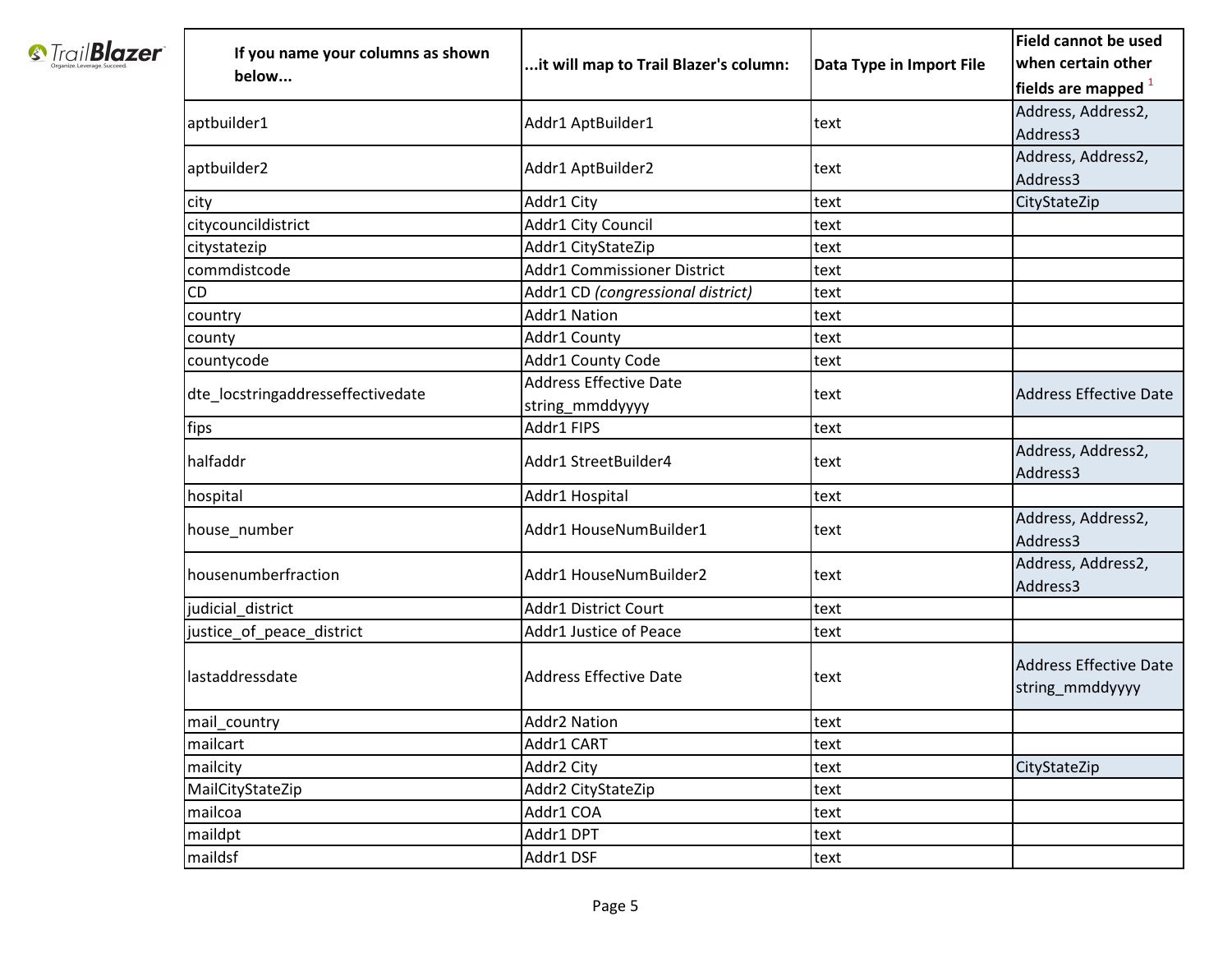| If you name your columns as shown below... | ...it will map to Trail Blazer's column: | Data Type in Import File | Field cannot be used when certain other fields are mapped [1] |
| --- | --- | --- | --- |
| aptbuilder1 | Addr1 AptBuilder1 | text | Address, Address2, Address3 |
| aptbuilder2 | Addr1 AptBuilder2 | text | Address, Address2, Address3 |
| city | Addr1 City | text | CityStateZip |
| citycouncildistrict | Addr1 City Council | text | |
| citystatezip | Addr1 CityStateZip | text | |
| commdistcode | Addr1 Commissioner District | text | |
| CD | Addr1 CD *(congressional district)* | text | |
| country | Addr1 Nation | text | |
| county | Addr1 County | text | |
| countycode | Addr1 County Code | text | |
| dte_locstringaddresseffectivedate | Address Effective Date string_mmddyyyy | text | Address Effective Date |
| fips | Addr1 FIPS | text | |
| halfaddr | Addr1 StreetBuilder4 | text | Address, Address2, Address3 |
| hospital | Addr1 Hospital | text | |
| house_number | Addr1 HouseNumBuilder1 | text | Address, Address2, Address3 |
| housenumberfraction | Addr1 HouseNumBuilder2 | text | Address, Address2, Address3 |
| judicial_district | Addr1 District Court | text | |
| justice_of_peace_district | Addr1 Justice of Peace | text | |
| lastaddressdate | Address Effective Date | text | Address Effective Date string_mmddyyyy |
| mail_country | Addr2 Nation | text | |
| mailcart | Addr1 CART | text | |
| mailcity | Addr2 City | text | CityStateZip |
| MailCityStateZip | Addr2 CityStateZip | text | |
| mailcoa | Addr1 COA | text | |
| maildpt | Addr1 DPT | text | |
| maildsf | Addr1 DSF | text | |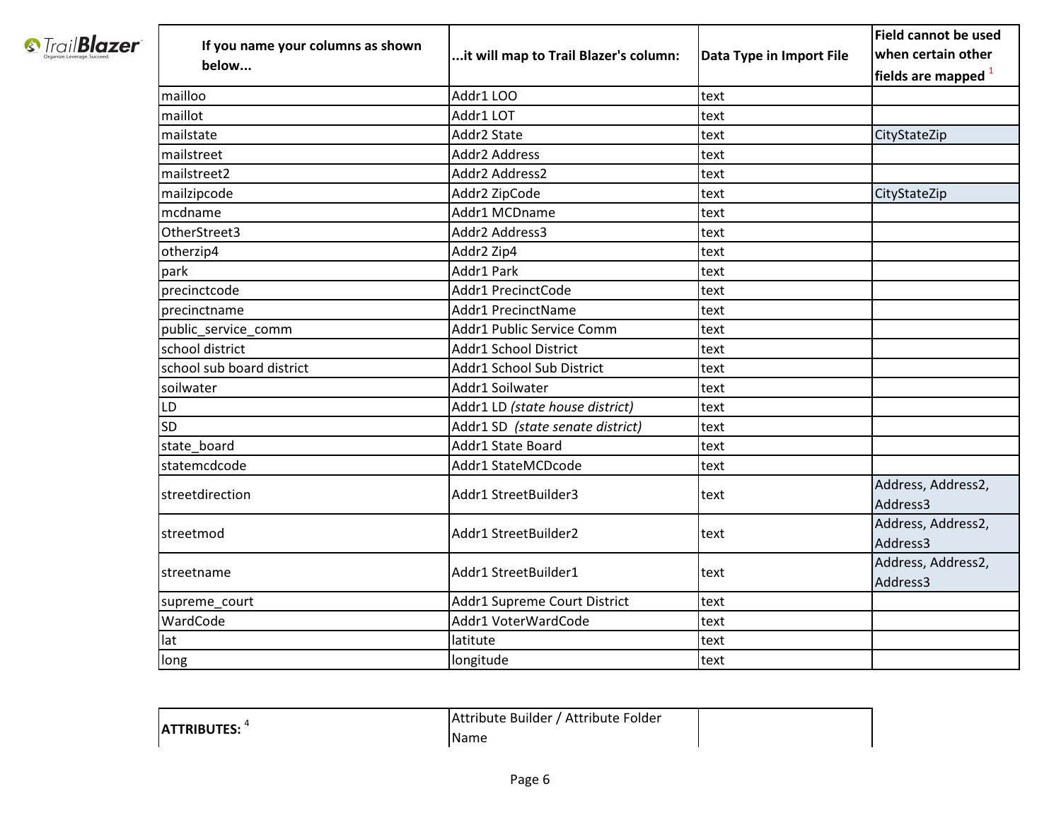| If you name your columns as shown below... | ...it will map to Trail Blazer's column: | Data Type in Import File | Field cannot be used when certain other fields are mapped [1] |
| --- | --- | --- | --- |
| mailloo | Addr1 LOO | text | |
| maillot | Addr1 LOT | text | |
| mailstate | Addr2 State | text | CityStateZip |
| mailstreet | Addr2 Address | text | |
| mailstreet2 | Addr2 Address2 | text | |
| mailzipcode | Addr2 ZipCode | text | CityStateZip |
| mcdname | Addr1 MCDname | text | |
| OtherStreet3 | Addr2 Address3 | text | |
| otherzip4 | Addr2 Zip4 | text | |
| park | Addr1 Park | text | |
| precinctcode | Addr1 PrecinctCode | text | |
| precinctname | Addr1 PrecinctName | text | |
| public_service_comm | Addr1 Public Service Comm | text | |
| school district | Addr1 School District | text | |
| school sub board district | Addr1 School Sub District | text | |
| soilwater | Addr1 Soilwater | text | |
| LD | Addr1 LD *(state house district)* | text | |
| SD | Addr1 SD *(state senate district)* | text | |
| state_board | Addr1 State Board | text | |
| statemcdcode | Addr1 StateMCDcode | text | |
| streetdirection | Addr1 StreetBuilder3 | text | Address, Address2, Address3 |
| streetmod | Addr1 StreetBuilder2 | text | Address, Address2, Address3 |
| streetname | Addr1 StreetBuilder1 | text | Address, Address2, Address3 |
| supreme_court | Addr1 Supreme Court District | text | |
| WardCode | Addr1 VoterWardCode | text | |
| lat | latitute | text | |
| long | longitude | text | |

| **ATTRIBUTES:** [4] | Attribute Builder / Attribute Folder Name | |
| --- | --- | --- |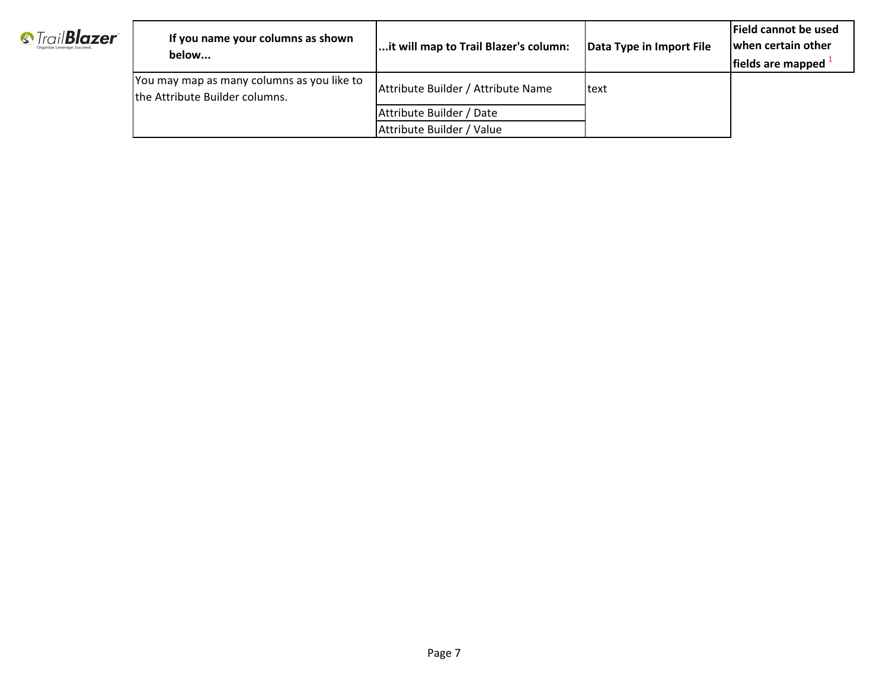| If you name your columns as shown below... | ...it will map to Trail Blazer's column: | Data Type in Import File | Field cannot be used when certain other fields are mapped [1] |
|---|---|---|---|
| You may map as many columns as you like to the Attribute Builder columns. | Attribute Builder / Attribute Name | text | |
| | Attribute Builder / Date | | |
| | Attribute Builder / Value | | |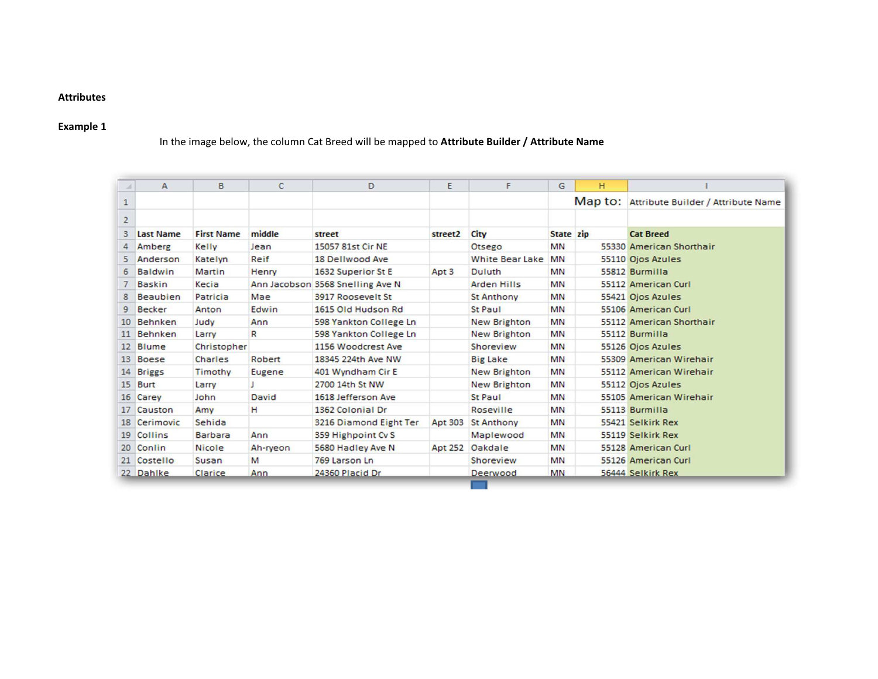**Attributes**

**Example 1**

In the image below, the column Cat Breed will be mapped to **Attribute Builder / Attribute Name**

| | A | B | C | D | E | F | G | H | I |
|---|---|---|---|---|---|---|---|---|---|
| 1 | | | | | | | | Map to: | Attribute Builder / Attribute Name |
| 2 | | | | | | | | | |
| 3 | Last Name | First Name | middle | street | street2 | City | State | zip | Cat Breed |
| 4 | Amberg | Kelly | Jean | 15057 81st Cir NE | | Otsego | MN | 55330 | American Shorthair |
| 5 | Anderson | Katelyn | Reif | 18 Dellwood Ave | | White Bear Lake | MN | 55110 | Ojos Azules |
| 6 | Baldwin | Martin | Henry | 1632 Superior St E | Apt 3 | Duluth | MN | 55812 | Burmilla |
| 7 | Baskin | Kecia | Ann Jacobson | 3568 Snelling Ave N | | Arden Hills | MN | 55112 | American Curl |
| 8 | Beaubien | Patricia | Mae | 3917 Roosevelt St | | St Anthony | MN | 55421 | Ojos Azules |
| 9 | Becker | Anton | Edwin | 1615 Old Hudson Rd | | St Paul | MN | 55106 | American Curl |
| 10 | Behnken | Judy | Ann | 598 Yankton College Ln | | New Brighton | MN | 55112 | American Shorthair |
| 11 | Behnken | Larry | R | 598 Yankton College Ln | | New Brighton | MN | 55112 | Burmilla |
| 12 | Blume | Christopher | | 1156 Woodcrest Ave | | Shoreview | MN | 55126 | Ojos Azules |
| 13 | Boese | Charles | Robert | 18345 224th Ave NW | | Big Lake | MN | 55309 | American Wirehair |
| 14 | Briggs | Timothy | Eugene | 401 Wyndham Cir E | | New Brighton | MN | 55112 | American Wirehair |
| 15 | Burt | Larry | J | 2700 14th St NW | | New Brighton | MN | 55112 | Ojos Azules |
| 16 | Carey | John | David | 1618 Jefferson Ave | | St Paul | MN | 55105 | American Wirehair |
| 17 | Causton | Amy | H | 1362 Colonial Dr | | Roseville | MN | 55113 | Burmilla |
| 18 | Cerimovic | Sehida | | 3216 Diamond Eight Ter | Apt 303 | St Anthony | MN | 55421 | Selkirk Rex |
| 19 | Collins | Barbara | Ann | 359 Highpoint Cv S | | Maplewood | MN | 55119 | Selkirk Rex |
| 20 | Conlin | Nicole | Ah-ryeon | 5680 Hadley Ave N | Apt 252 | Oakdale | MN | 55128 | American Curl |
| 21 | Costello | Susan | M | 769 Larson Ln | | Shoreview | MN | 55126 | American Curl |
| 22 | Dahlke | Clarice | Ann | 24360 Placid Dr | | Deerwood | MN | 56444 | Selkirk Rex |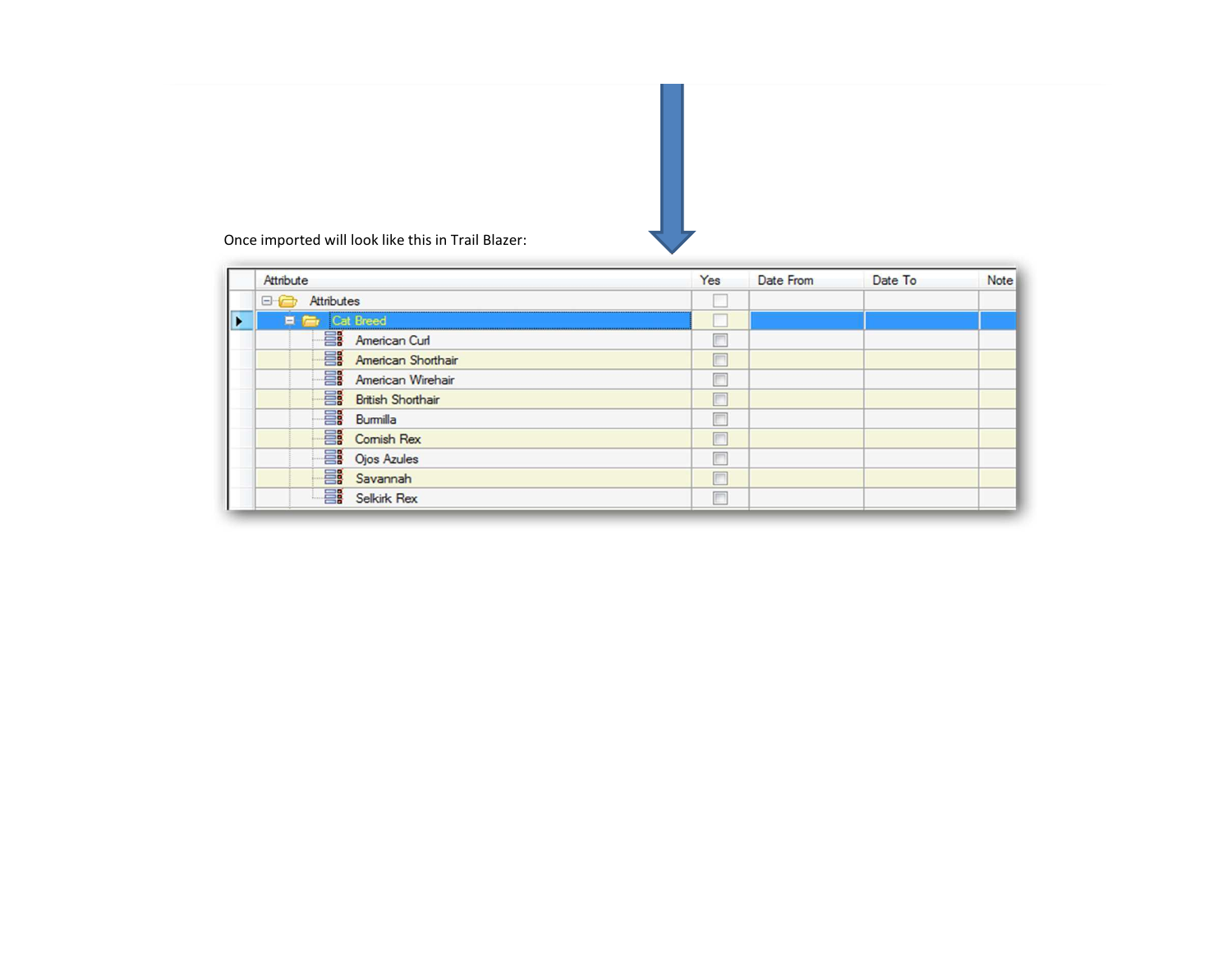Once imported will look like this in Trail Blazer:

| Attribute | Yes | Date From | Date To | Note |
|---|---|---|---|---|
| Attributes | ☐ | | | |
| Cat Breed | ☐ | | | |
| American Curl | ☐ | | | |
| American Shorthair | ☐ | | | |
| American Wirehair | ☐ | | | |
| British Shorthair | ☐ | | | |
| Burmilla | ☐ | | | |
| Cornish Rex | ☐ | | | |
| Ojos Azules | ☐ | | | |
| Savannah | ☐ | | | |
| Selkirk Rex | ☐ | | | |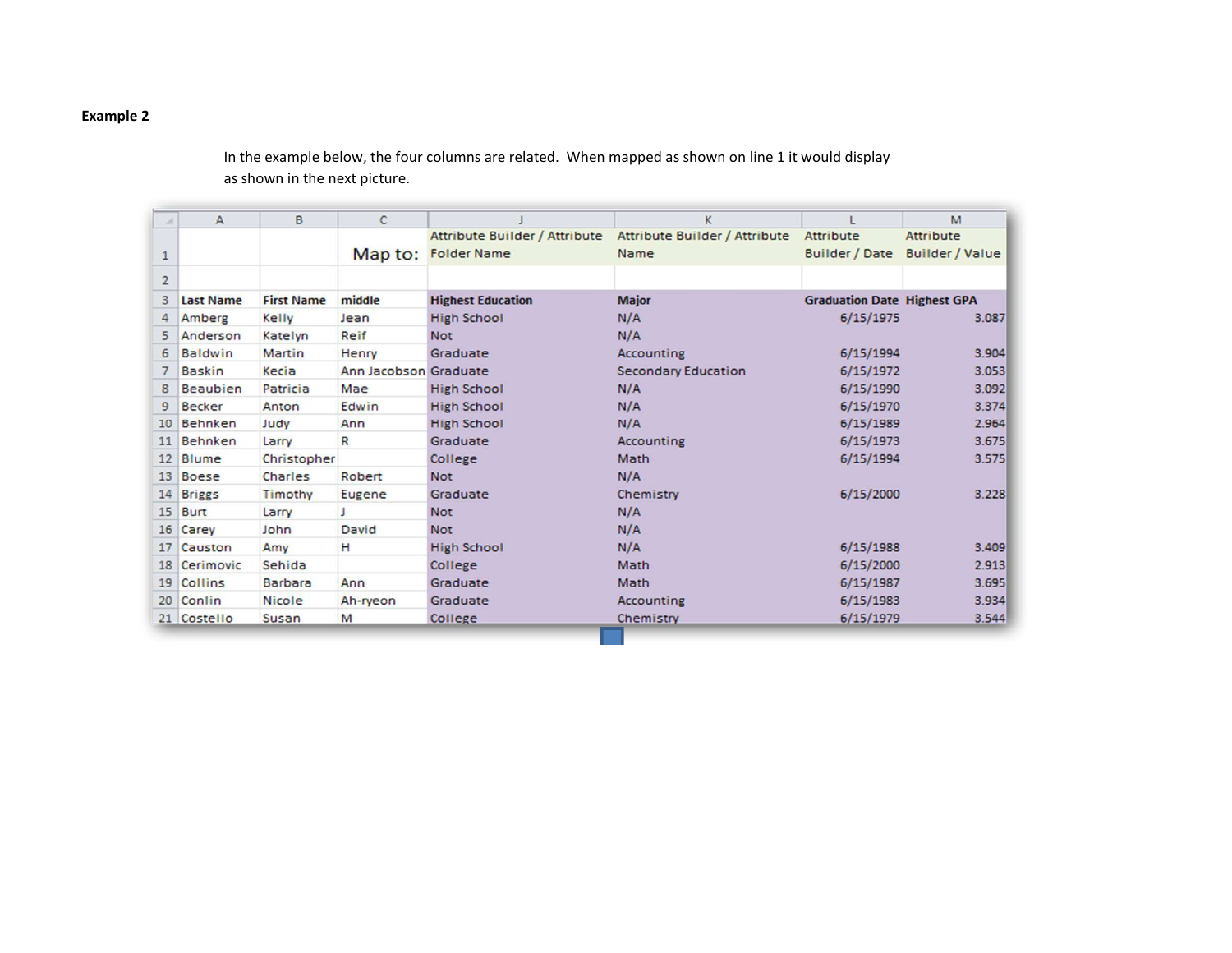**Example 2**

In the example below, the four columns are related. When mapped as shown on line 1 it would display as shown in the next picture.

| | A | B | C | J | K | L | M |
|---|---|---|---|---|---|---|---|
| 1 | | | Map to: | Attribute Builder / Attribute Folder Name | Attribute Builder / Attribute Name | Attribute Builder / Date | Attribute Builder / Value |
| 2 | | | | | | | |
| 3 | **Last Name** | **First Name** | **middle** | **Highest Education** | **Major** | **Graduation Date** | **Highest GPA** |
| 4 | Amberg | Kelly | Jean | High School | N/A | 6/15/1975 | 3.087 |
| 5 | Anderson | Katelyn | Reif | Not | N/A | | |
| 6 | Baldwin | Martin | Henry | Graduate | Accounting | 6/15/1994 | 3.904 |
| 7 | Baskin | Kecia | Ann Jacobson | Graduate | Secondary Education | 6/15/1972 | 3.053 |
| 8 | Beaubien | Patricia | Mae | High School | N/A | 6/15/1990 | 3.092 |
| 9 | Becker | Anton | Edwin | High School | N/A | 6/15/1970 | 3.374 |
| 10 | Behnken | Judy | Ann | High School | N/A | 6/15/1989 | 2.964 |
| 11 | Behnken | Larry | R | Graduate | Accounting | 6/15/1973 | 3.675 |
| 12 | Blume | Christopher | | College | Math | 6/15/1994 | 3.575 |
| 13 | Boese | Charles | Robert | Not | N/A | | |
| 14 | Briggs | Timothy | Eugene | Graduate | Chemistry | 6/15/2000 | 3.228 |
| 15 | Burt | Larry | J | Not | N/A | | |
| 16 | Carey | John | David | Not | N/A | | |
| 17 | Causton | Amy | H | High School | N/A | 6/15/1988 | 3.409 |
| 18 | Cerimovic | Sehida | | College | Math | 6/15/2000 | 2.913 |
| 19 | Collins | Barbara | Ann | Graduate | Math | 6/15/1987 | 3.695 |
| 20 | Conlin | Nicole | Ah-ryeon | Graduate | Accounting | 6/15/1983 | 3.934 |
| 21 | Costello | Susan | M | College | Chemistry | 6/15/1979 | 3.544 |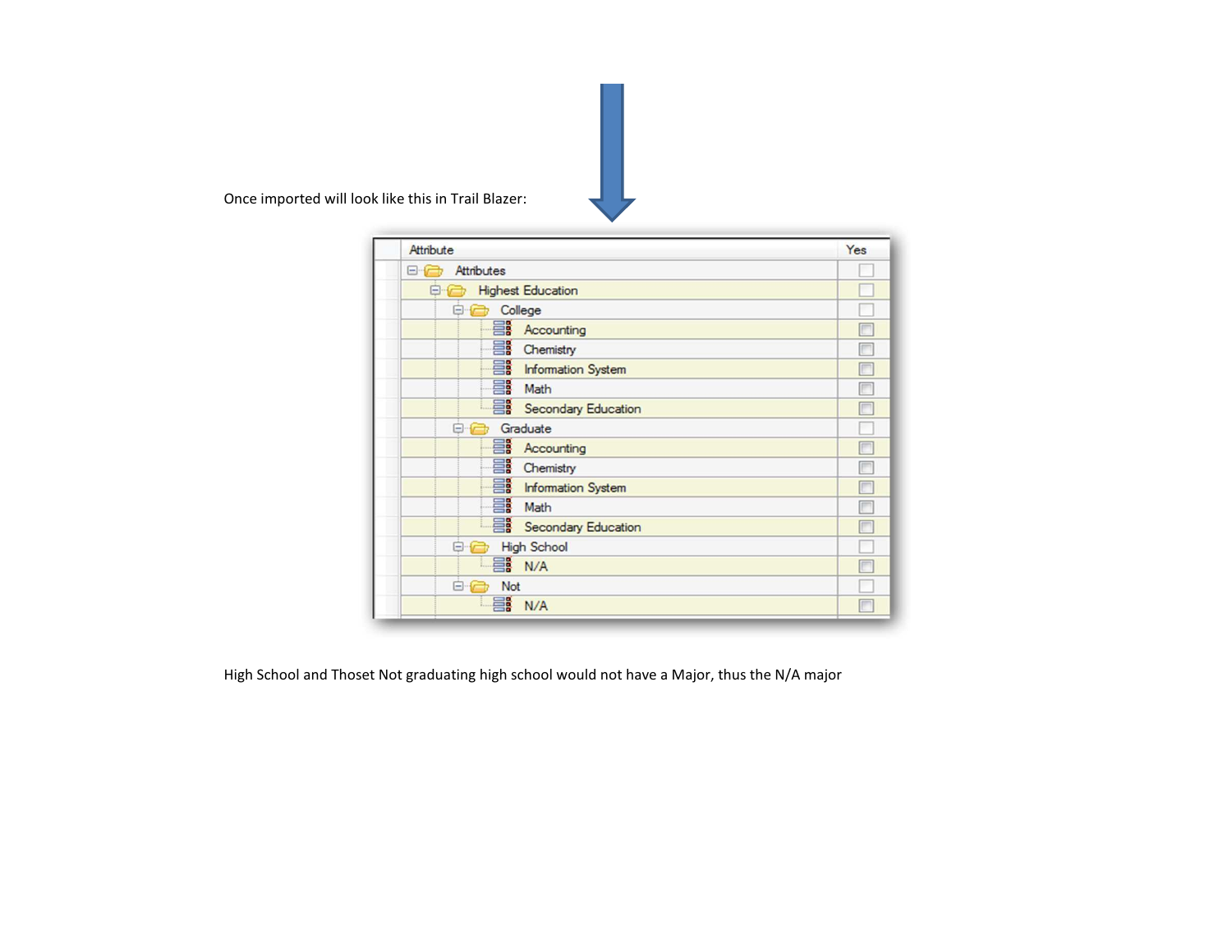Once imported will look like this in Trail Blazer:

| Attribute | Yes |
| --- | --- |
| Attributes | |
| Highest Education | |
| College | |
| Accounting | |
| Chemistry | |
| Information System | |
| Math | |
| Secondary Education | |
| Graduate | |
| Accounting | |
| Chemistry | |
| Information System | |
| Math | |
| Secondary Education | |
| High School | |
| N/A | |
| Not | |
| N/A | |

High School and Thoset Not graduating high school would not have a Major, thus the N/A major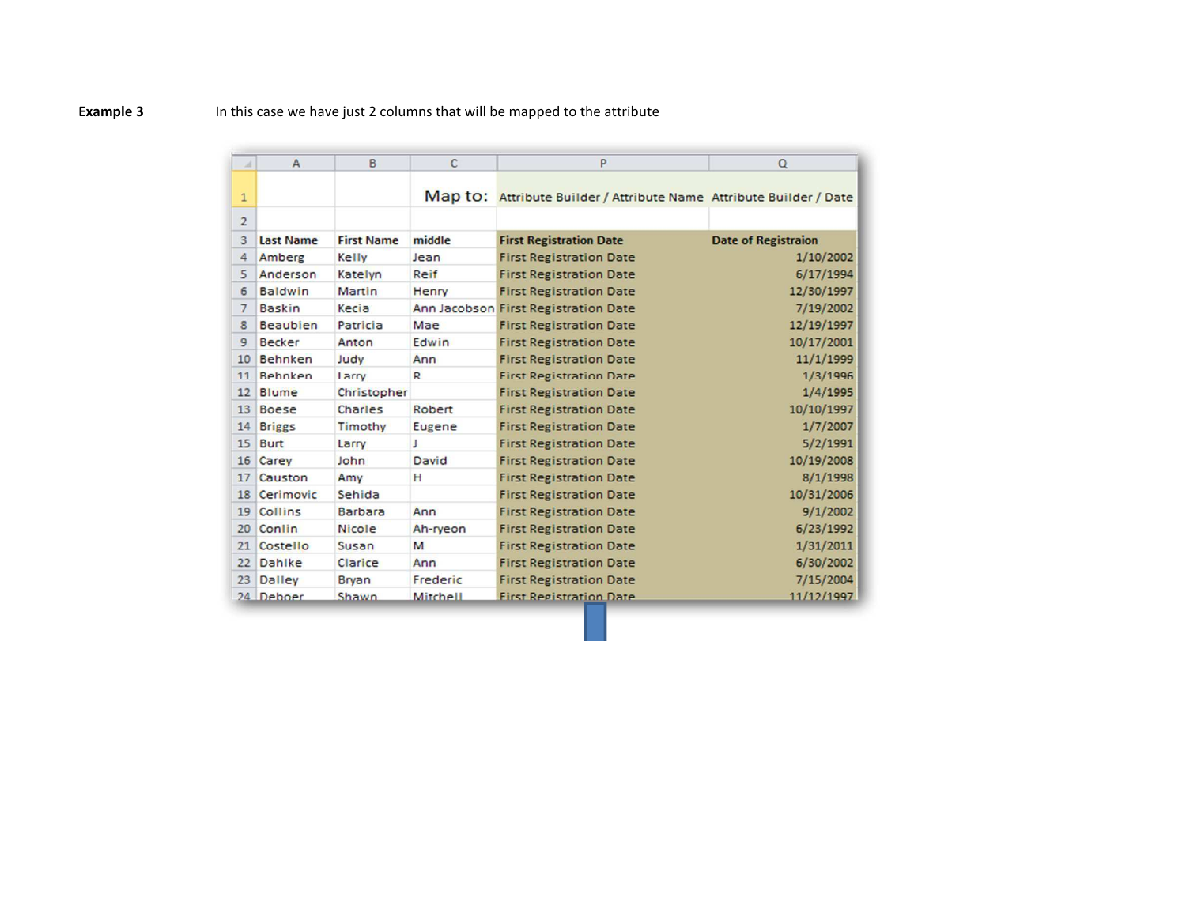**Example 3** In this case we have just 2 columns that will be mapped to the attribute

|  | A | B | C | P | Q |
|---|---|---|---|---|---|
| 1 |  |  | Map to: | Attribute Builder / Attribute Name | Attribute Builder / Date |
| 2 |  |  |  |  |  |
| 3 | Last Name | First Name | middle | First Registration Date | Date of Registraion |
| 4 | Amberg | Kelly | Jean | First Registration Date | 1/10/2002 |
| 5 | Anderson | Katelyn | Reif | First Registration Date | 6/17/1994 |
| 6 | Baldwin | Martin | Henry | First Registration Date | 12/30/1997 |
| 7 | Baskin | Kecia | Ann Jacobson | First Registration Date | 7/19/2002 |
| 8 | Beaubien | Patricia | Mae | First Registration Date | 12/19/1997 |
| 9 | Becker | Anton | Edwin | First Registration Date | 10/17/2001 |
| 10 | Behnken | Judy | Ann | First Registration Date | 11/1/1999 |
| 11 | Behnken | Larry | R | First Registration Date | 1/3/1996 |
| 12 | Blume | Christopher |  | First Registration Date | 1/4/1995 |
| 13 | Boese | Charles | Robert | First Registration Date | 10/10/1997 |
| 14 | Briggs | Timothy | Eugene | First Registration Date | 1/7/2007 |
| 15 | Burt | Larry | J | First Registration Date | 5/2/1991 |
| 16 | Carey | John | David | First Registration Date | 10/19/2008 |
| 17 | Causton | Amy | H | First Registration Date | 8/1/1998 |
| 18 | Cerimovic | Sehida |  | First Registration Date | 10/31/2006 |
| 19 | Collins | Barbara | Ann | First Registration Date | 9/1/2002 |
| 20 | Conlin | Nicole | Ah-ryeon | First Registration Date | 6/23/1992 |
| 21 | Costello | Susan | M | First Registration Date | 1/31/2011 |
| 22 | Dahlke | Clarice | Ann | First Registration Date | 6/30/2002 |
| 23 | Dalley | Bryan | Frederic | First Registration Date | 7/15/2004 |
| 24 | Deboer | Shawn | Mitchell | First Registration Date | 11/12/1997 |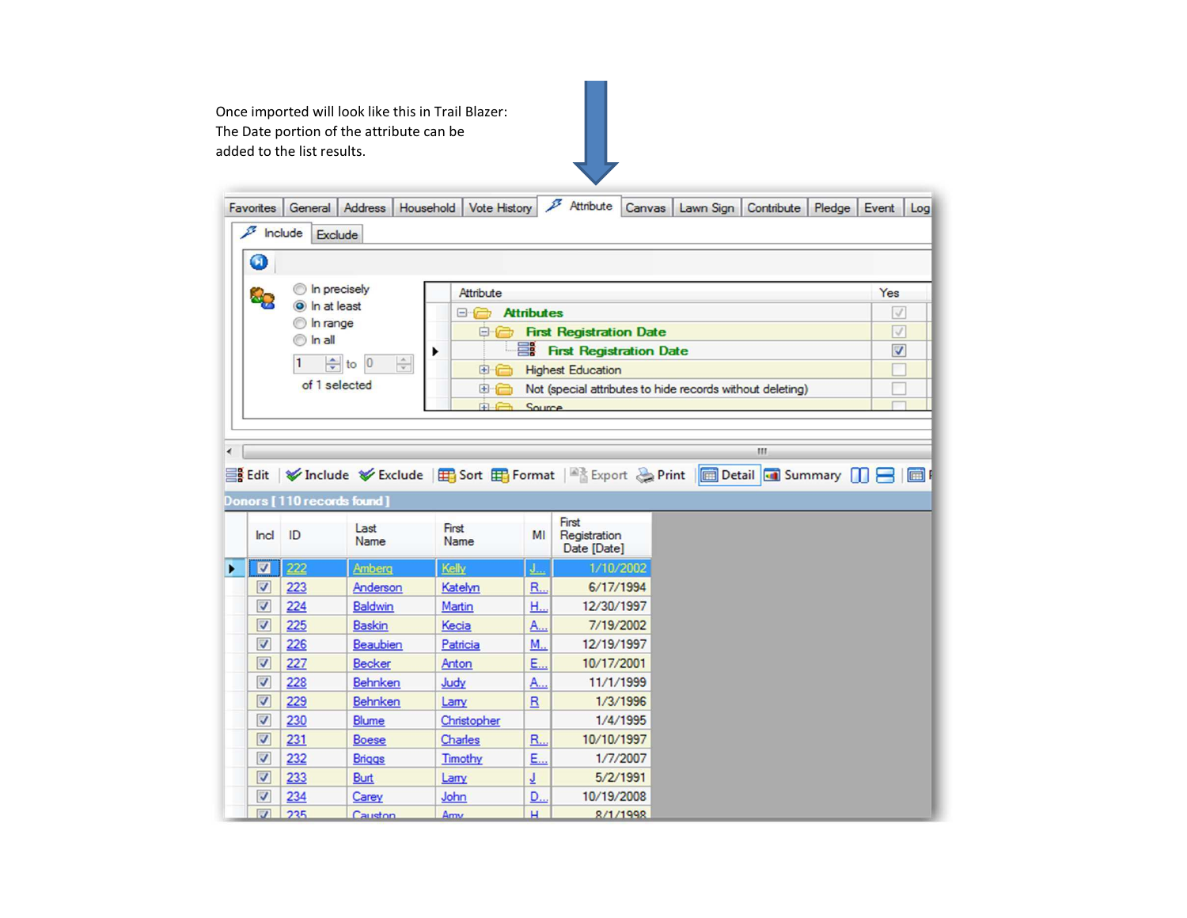Once imported will look like this in Trail Blazer:
The Date portion of the attribute can be
added to the list results.

Favorites | General | Address | Household | Vote History | Attribute | Canvas | Lawn Sign | Contribute | Pledge | Event | Log

Include | Exclude

In precisely
In at least
In range
In all

1 to 0

of 1 selected

| Attribute | Yes |
|---|---|
| Attributes | ✓ |
| First Registration Date | ✓ |
| First Registration Date | ✓ |
| Highest Education | |
| Not (special attributes to hide records without deleting) | |
| Source | |

Edit | Include | Exclude | Sort | Format | Export | Print | Detail | Summary

Donors [ 110 records found ]

| Incl | ID | Last Name | First Name | MI | First Registration Date [Date] |
|---|---|---|---|---|---|
| ✓ | 222 | Amberg | Kelly | J... | 1/10/2002 |
| ✓ | 223 | Anderson | Katelyn | R... | 6/17/1994 |
| ✓ | 224 | Baldwin | Martin | H... | 12/30/1997 |
| ✓ | 225 | Baskin | Kecia | A... | 7/19/2002 |
| ✓ | 226 | Beaubien | Patricia | M... | 12/19/1997 |
| ✓ | 227 | Becker | Anton | E... | 10/17/2001 |
| ✓ | 228 | Behnken | Judy | A... | 11/1/1999 |
| ✓ | 229 | Behnken | Larry | R | 1/3/1996 |
| ✓ | 230 | Blume | Christopher | | 1/4/1995 |
| ✓ | 231 | Boese | Charles | R... | 10/10/1997 |
| ✓ | 232 | Briggs | Timothy | E... | 1/7/2007 |
| ✓ | 233 | Burt | Larry | J | 5/2/1991 |
| ✓ | 234 | Carey | John | D... | 10/19/2008 |
| ✓ | 235 | Causton | Amy | H | 8/1/1998 |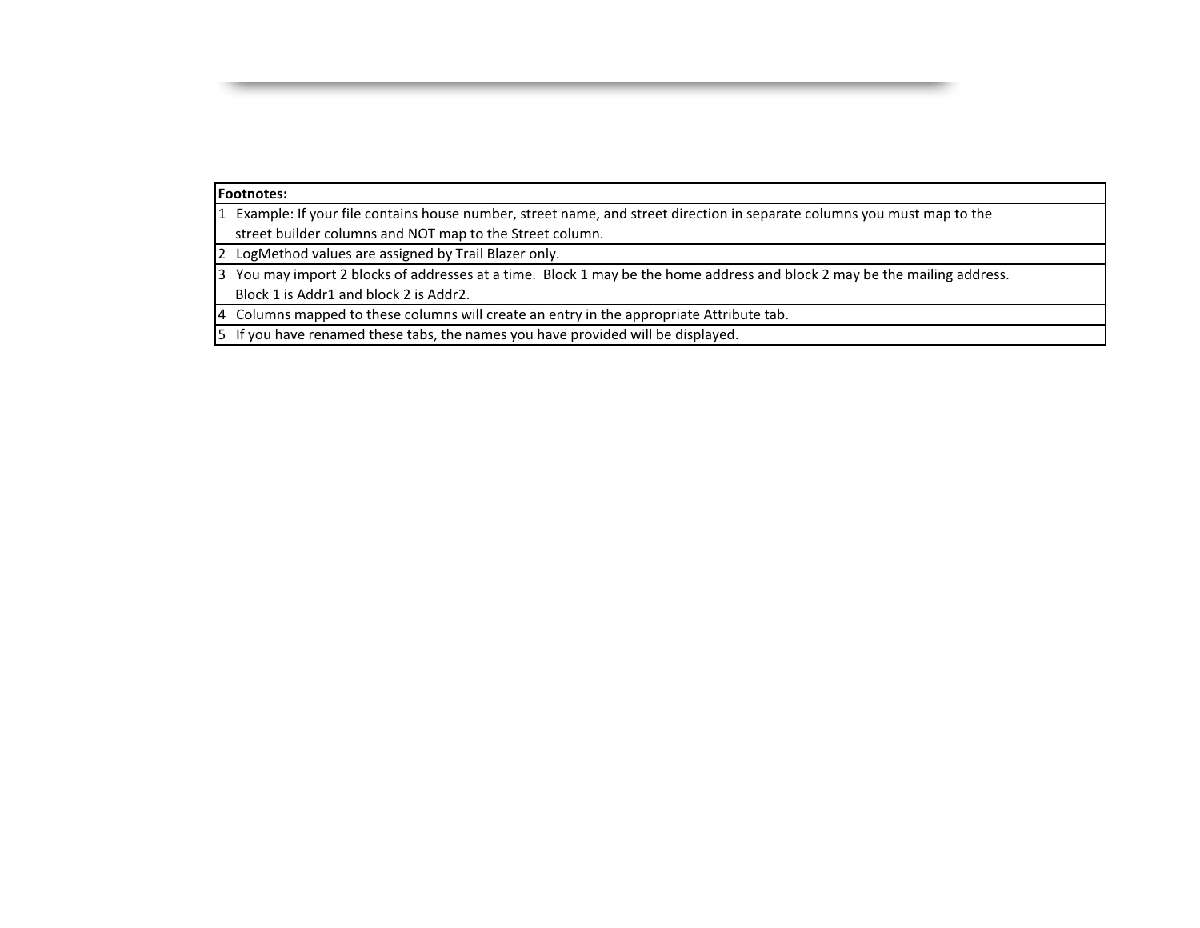| Footnotes: |
| --- |
| 1 Example: If your file contains house number, street name, and street direction in separate columns you must map to the street builder columns and NOT map to the Street column. |
| 2 LogMethod values are assigned by Trail Blazer only. |
| 3 You may import 2 blocks of addresses at a time. Block 1 may be the home address and block 2 may be the mailing address. Block 1 is Addr1 and block 2 is Addr2. |
| 4 Columns mapped to these columns will create an entry in the appropriate Attribute tab. |
| 5 If you have renamed these tabs, the names you have provided will be displayed. |